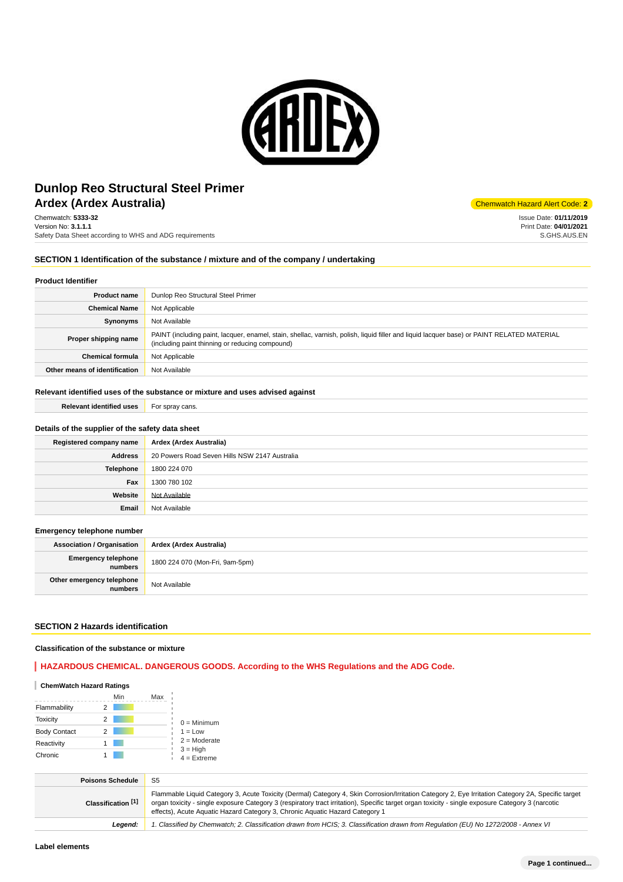# Dunlop Reo Structural Steel Primer
## Ardex (Ardex Australia)

Chemwatch Hazard Alert Code: **2**

Chemwatch: **5333-32**
Version No: **3.1.1.1**
Safety Data Sheet according to WHS and ADG requirements

Issue Date: **01/11/2019**
Print Date: **04/01/2021**
S.GHS.AUS.EN

## SECTION 1 Identification of the substance / mixture and of the company / undertaking

### Product Identifier

| | |
|---|---|
| **Product name** | Dunlop Reo Structural Steel Primer |
| **Chemical Name** | Not Applicable |
| **Synonyms** | Not Available |
| **Proper shipping name** | PAINT (including paint, lacquer, enamel, stain, shellac, varnish, polish, liquid filler and liquid lacquer base) or PAINT RELATED MATERIAL (including paint thinning or reducing compound) |
| **Chemical formula** | Not Applicable |
| **Other means of identification** | Not Available |

### Relevant identified uses of the substance or mixture and uses advised against

| | |
|---|---|
| **Relevant identified uses** | For spray cans. |

### Details of the supplier of the safety data sheet

| | |
|---|---|
| **Registered company name** | **Ardex (Ardex Australia)** |
| **Address** | 20 Powers Road Seven Hills NSW 2147 Australia |
| **Telephone** | 1800 224 070 |
| **Fax** | 1300 780 102 |
| **Website** | Not Available |
| **Email** | Not Available |

### Emergency telephone number

| | |
|---|---|
| **Association / Organisation** | **Ardex (Ardex Australia)** |
| **Emergency telephone numbers** | 1800 224 070 (Mon-Fri, 9am-5pm) |
| **Other emergency telephone numbers** | Not Available |

## SECTION 2 Hazards identification

### Classification of the substance or mixture

**HAZARDOUS CHEMICAL. DANGEROUS GOODS. According to the WHS Regulations and the ADG Code.**

#### ChemWatch Hazard Ratings

| | Min | Max |
|---|---|---|
| Flammability | 2 | |
| Toxicity | 2 | |
| Body Contact | 2 | |
| Reactivity | 1 | |
| Chronic | 1 | |

0 = Minimum
1 = Low
2 = Moderate
3 = High
4 = Extreme

| | |
|---|---|
| **Poisons Schedule** | S5 |
| **Classification [1]** | Flammable Liquid Category 3, Acute Toxicity (Dermal) Category 4, Skin Corrosion/Irritation Category 2, Eye Irritation Category 2A, Specific target organ toxicity - single exposure Category 3 (respiratory tract irritation), Specific target organ toxicity - single exposure Category 3 (narcotic effects), Acute Aquatic Hazard Category 3, Chronic Aquatic Hazard Category 1 |
| ***Legend:*** | *1. Classified by Chemwatch; 2. Classification drawn from HCIS; 3. Classification drawn from Regulation (EU) No 1272/2008 - Annex VI* |

### Label elements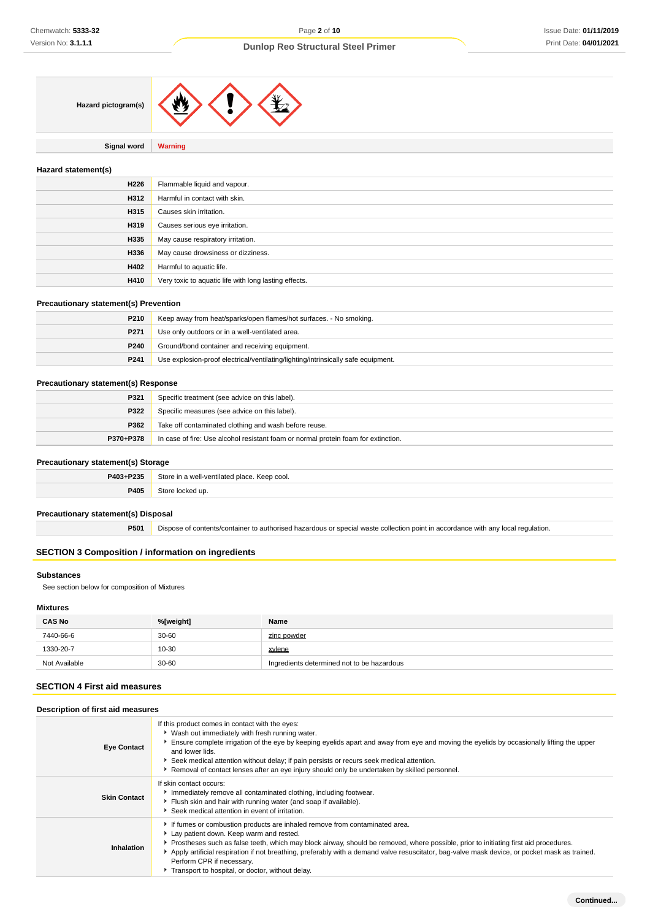| Hazard pictogram(s) | |
|---|---|
| Signal word | **Warning** |

### Hazard statement(s)

| | |
|---|---|
| **H226** | Flammable liquid and vapour. |
| **H312** | Harmful in contact with skin. |
| **H315** | Causes skin irritation. |
| **H319** | Causes serious eye irritation. |
| **H335** | May cause respiratory irritation. |
| **H336** | May cause drowsiness or dizziness. |
| **H402** | Harmful to aquatic life. |
| **H410** | Very toxic to aquatic life with long lasting effects. |

### Precautionary statement(s) Prevention

| | |
|---|---|
| **P210** | Keep away from heat/sparks/open flames/hot surfaces. - No smoking. |
| **P271** | Use only outdoors or in a well-ventilated area. |
| **P240** | Ground/bond container and receiving equipment. |
| **P241** | Use explosion-proof electrical/ventilating/lighting/intrinsically safe equipment. |

### Precautionary statement(s) Response

| | |
|---|---|
| **P321** | Specific treatment (see advice on this label). |
| **P322** | Specific measures (see advice on this label). |
| **P362** | Take off contaminated clothing and wash before reuse. |
| **P370+P378** | In case of fire: Use alcohol resistant foam or normal protein foam for extinction. |

### Precautionary statement(s) Storage

| | |
|---|---|
| **P403+P235** | Store in a well-ventilated place. Keep cool. |
| **P405** | Store locked up. |

### Precautionary statement(s) Disposal

| | |
|---|---|
| **P501** | Dispose of contents/container to authorised hazardous or special waste collection point in accordance with any local regulation. |

## SECTION 3 Composition / information on ingredients

### Substances

See section below for composition of Mixtures

### Mixtures

| CAS No | %[weight] | Name |
|---|---|---|
| 7440-66-6 | 30-60 | zinc powder |
| 1330-20-7 | 10-30 | xylene |
| Not Available | 30-60 | Ingredients determined not to be hazardous |

## SECTION 4 First aid measures

### Description of first aid measures

| | |
|---|---|
| **Eye Contact** | If this product comes in contact with the eyes:<br>• Wash out immediately with fresh running water.<br>• Ensure complete irrigation of the eye by keeping eyelids apart and away from eye and moving the eyelids by occasionally lifting the upper and lower lids.<br>• Seek medical attention without delay; if pain persists or recurs seek medical attention.<br>• Removal of contact lenses after an eye injury should only be undertaken by skilled personnel. |
| **Skin Contact** | If skin contact occurs:<br>• Immediately remove all contaminated clothing, including footwear.<br>• Flush skin and hair with running water (and soap if available).<br>• Seek medical attention in event of irritation. |
| **Inhalation** | • If fumes or combustion products are inhaled remove from contaminated area.<br>• Lay patient down. Keep warm and rested.<br>• Prostheses such as false teeth, which may block airway, should be removed, where possible, prior to initiating first aid procedures.<br>• Apply artificial respiration if not breathing, preferably with a demand valve resuscitator, bag-valve mask device, or pocket mask as trained. Perform CPR if necessary.<br>• Transport to hospital, or doctor, without delay. |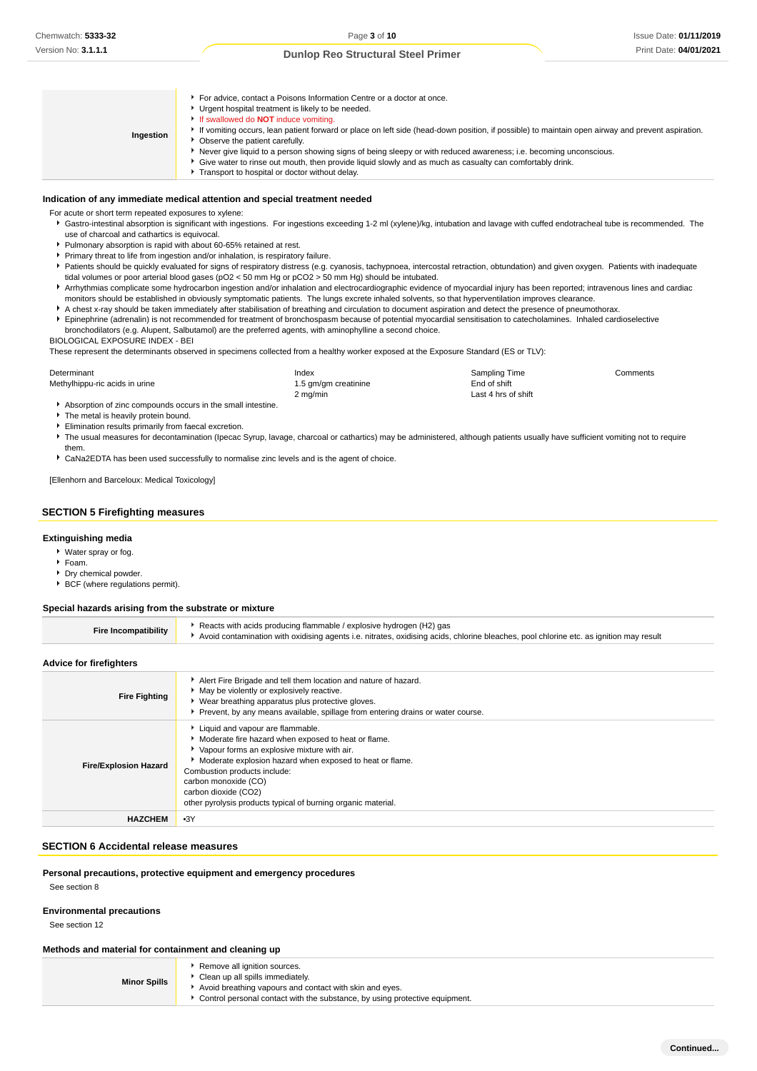| | |
|---|---|
| **Ingestion** | For advice, contact a Poisons Information Centre or a doctor at once.<br>Urgent hospital treatment is likely to be needed.<br>If swallowed do **NOT** induce vomiting.<br>If vomiting occurs, lean patient forward or place on left side (head-down position, if possible) to maintain open airway and prevent aspiration.<br>Observe the patient carefully.<br>Never give liquid to a person showing signs of being sleepy or with reduced awareness; i.e. becoming unconscious.<br>Give water to rinse out mouth, then provide liquid slowly and as much as casualty can comfortably drink.<br>Transport to hospital or doctor without delay. |

### Indication of any immediate medical attention and special treatment needed

For acute or short term repeated exposures to xylene:

- Gastro-intestinal absorption is significant with ingestions. For ingestions exceeding 1-2 ml (xylene)/kg, intubation and lavage with cuffed endotracheal tube is recommended. The use of charcoal and cathartics is equivocal.
- Pulmonary absorption is rapid with about 60-65% retained at rest.
- Primary threat to life from ingestion and/or inhalation, is respiratory failure.
- Patients should be quickly evaluated for signs of respiratory distress (e.g. cyanosis, tachypnoea, intercostal retraction, obtundation) and given oxygen. Patients with inadequate tidal volumes or poor arterial blood gases (pO2 < 50 mm Hg or pCO2 > 50 mm Hg) should be intubated.
- Arrhythmias complicate some hydrocarbon ingestion and/or inhalation and electrocardiographic evidence of myocardial injury has been reported; intravenous lines and cardiac monitors should be established in obviously symptomatic patients. The lungs excrete inhaled solvents, so that hyperventilation improves clearance.
- A chest x-ray should be taken immediately after stabilisation of breathing and circulation to document aspiration and detect the presence of pneumothorax.
- Epinephrine (adrenalin) is not recommended for treatment of bronchospasm because of potential myocardial sensitisation to catecholamines. Inhaled cardioselective bronchodilators (e.g. Alupent, Salbutamol) are the preferred agents, with aminophylline a second choice.

BIOLOGICAL EXPOSURE INDEX - BEI

These represent the determinants observed in specimens collected from a healthy worker exposed at the Exposure Standard (ES or TLV):

| Determinant | Index | Sampling Time | Comments |
|---|---|---|---|
| Methylhippu-ric acids in urine | 1.5 gm/gm creatinine | End of shift | |
| | 2 mg/min | Last 4 hrs of shift | |

- Absorption of zinc compounds occurs in the small intestine.
- The metal is heavily protein bound.
- Elimination results primarily from faecal excretion.
- The usual measures for decontamination (Ipecac Syrup, lavage, charcoal or cathartics) may be administered, although patients usually have sufficient vomiting not to require them.
- CaNa2EDTA has been used successfully to normalise zinc levels and is the agent of choice.

[Ellenhorn and Barceloux: Medical Toxicology]

## SECTION 5 Firefighting measures

### Extinguishing media

- Water spray or fog.
- Foam.
- Dry chemical powder.
- BCF (where regulations permit).

### Special hazards arising from the substrate or mixture

| | |
|---|---|
| **Fire Incompatibility** | Reacts with acids producing flammable / explosive hydrogen (H2) gas<br>Avoid contamination with oxidising agents i.e. nitrates, oxidising acids, chlorine bleaches, pool chlorine etc. as ignition may result |

### Advice for firefighters

| | |
|---|---|
| **Fire Fighting** | Alert Fire Brigade and tell them location and nature of hazard.<br>May be violently or explosively reactive.<br>Wear breathing apparatus plus protective gloves.<br>Prevent, by any means available, spillage from entering drains or water course. |
| **Fire/Explosion Hazard** | Liquid and vapour are flammable.<br>Moderate fire hazard when exposed to heat or flame.<br>Vapour forms an explosive mixture with air.<br>Moderate explosion hazard when exposed to heat or flame.<br>Combustion products include:<br>carbon monoxide (CO)<br>carbon dioxide (CO2)<br>other pyrolysis products typical of burning organic material. |
| **HAZCHEM** | •3Y |

## SECTION 6 Accidental release measures

### Personal precautions, protective equipment and emergency procedures

See section 8

### Environmental precautions

See section 12

### Methods and material for containment and cleaning up

| | |
|---|---|
| **Minor Spills** | Remove all ignition sources.<br>Clean up all spills immediately.<br>Avoid breathing vapours and contact with skin and eyes.<br>Control personal contact with the substance, by using protective equipment. |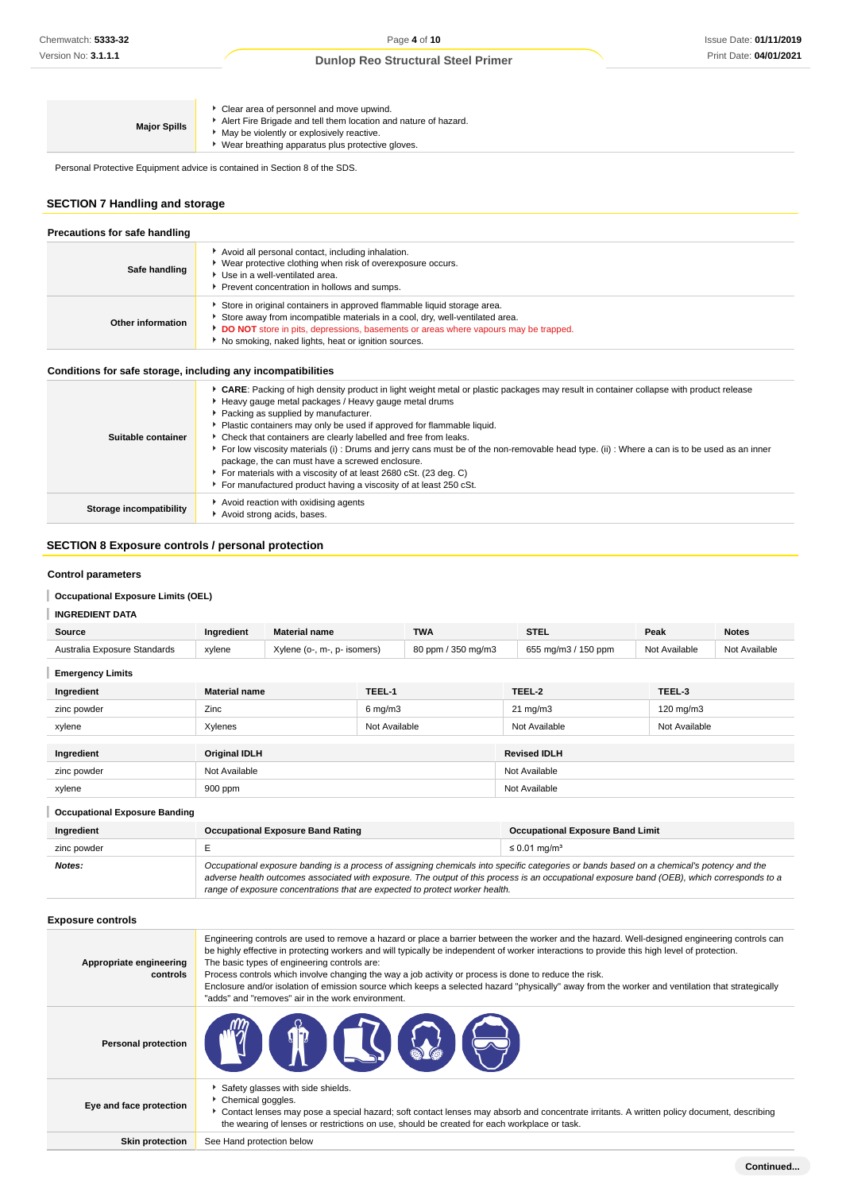| | |
|---|---|
| **Major Spills** | - Clear area of personnel and move upwind.<br>- Alert Fire Brigade and tell them location and nature of hazard.<br>- May be violently or explosively reactive.<br>- Wear breathing apparatus plus protective gloves. |

Personal Protective Equipment advice is contained in Section 8 of the SDS.

## SECTION 7 Handling and storage

### Precautions for safe handling

| | |
|---|---|
| **Safe handling** | - Avoid all personal contact, including inhalation.<br>- Wear protective clothing when risk of overexposure occurs.<br>- Use in a well-ventilated area.<br>- Prevent concentration in hollows and sumps. |
| **Other information** | - Store in original containers in approved flammable liquid storage area.<br>- Store away from incompatible materials in a cool, dry, well-ventilated area.<br>- **DO NOT** store in pits, depressions, basements or areas where vapours may be trapped.<br>- No smoking, naked lights, heat or ignition sources. |

### Conditions for safe storage, including any incompatibilities

| | |
|---|---|
| **Suitable container** | - **CARE**: Packing of high density product in light weight metal or plastic packages may result in container collapse with product release<br>- Heavy gauge metal packages / Heavy gauge metal drums<br>- Packing as supplied by manufacturer.<br>- Plastic containers may only be used if approved for flammable liquid.<br>- Check that containers are clearly labelled and free from leaks.<br>- For low viscosity materials (i) : Drums and jerry cans must be of the non-removable head type. (ii) : Where a can is to be used as an inner package, the can must have a screwed enclosure.<br>- For materials with a viscosity of at least 2680 cSt. (23 deg. C)<br>- For manufactured product having a viscosity of at least 250 cSt. |
| **Storage incompatibility** | - Avoid reaction with oxidising agents<br>- Avoid strong acids, bases. |

## SECTION 8 Exposure controls / personal protection

### Control parameters

**Occupational Exposure Limits (OEL)**

**INGREDIENT DATA**

| Source | Ingredient | Material name | TWA | STEL | Peak | Notes |
|---|---|---|---|---|---|---|
| Australia Exposure Standards | xylene | Xylene (o-, m-, p- isomers) | 80 ppm / 350 mg/m3 | 655 mg/m3 / 150 ppm | Not Available | Not Available |

**Emergency Limits**

| Ingredient | Material name | TEEL-1 | TEEL-2 | TEEL-3 |
|---|---|---|---|---|
| zinc powder | Zinc | 6 mg/m3 | 21 mg/m3 | 120 mg/m3 |
| xylene | Xylenes | Not Available | Not Available | Not Available |

| Ingredient | Original IDLH | Revised IDLH |
|---|---|---|
| zinc powder | Not Available | Not Available |
| xylene | 900 ppm | Not Available |

**Occupational Exposure Banding**

| Ingredient | Occupational Exposure Band Rating | Occupational Exposure Band Limit |
|---|---|---|
| zinc powder | E | ≤ 0.01 mg/m³ |
| ***Notes:*** | *Occupational exposure banding is a process of assigning chemicals into specific categories or bands based on a chemical's potency and the adverse health outcomes associated with exposure. The output of this process is an occupational exposure band (OEB), which corresponds to a range of exposure concentrations that are expected to protect worker health.* | |

### Exposure controls

| | |
|---|---|
| **Appropriate engineering controls** | Engineering controls are used to remove a hazard or place a barrier between the worker and the hazard. Well-designed engineering controls can be highly effective in protecting workers and will typically be independent of worker interactions to provide this high level of protection.<br>The basic types of engineering controls are:<br>Process controls which involve changing the way a job activity or process is done to reduce the risk.<br>Enclosure and/or isolation of emission source which keeps a selected hazard "physically" away from the worker and ventilation that strategically "adds" and "removes" air in the work environment. |
| **Personal protection** | |
| **Eye and face protection** | - Safety glasses with side shields.<br>- Chemical goggles.<br>- Contact lenses may pose a special hazard; soft contact lenses may absorb and concentrate irritants. A written policy document, describing the wearing of lenses or restrictions on use, should be created for each workplace or task. |
| **Skin protection** | See Hand protection below |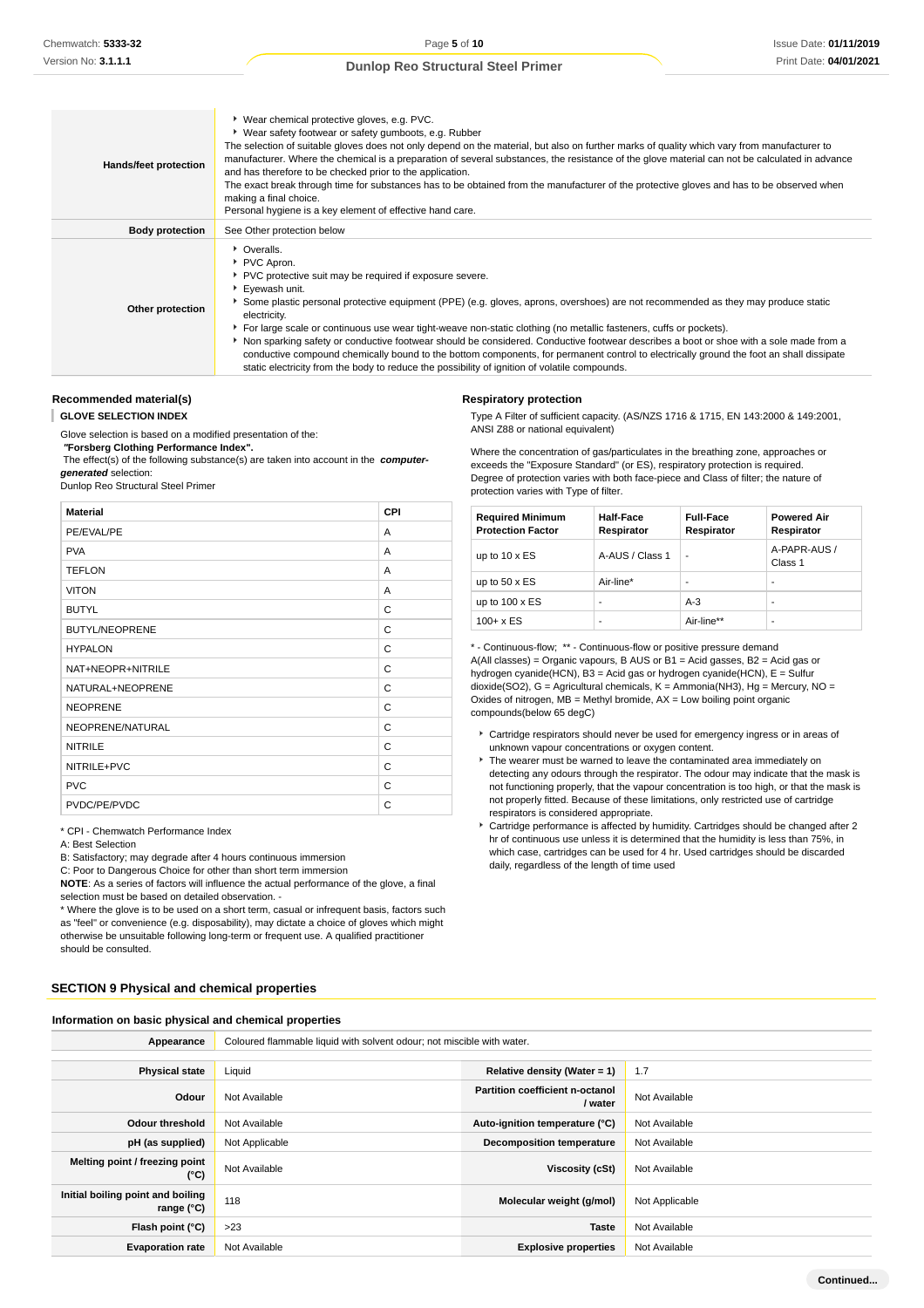| | |
|---|---|
| **Hands/feet protection** | ▸ Wear chemical protective gloves, e.g. PVC.<br>▸ Wear safety footwear or safety gumboots, e.g. Rubber<br>The selection of suitable gloves does not only depend on the material, but also on further marks of quality which vary from manufacturer to manufacturer. Where the chemical is a preparation of several substances, the resistance of the glove material can not be calculated in advance and has therefore to be checked prior to the application.<br>The exact break through time for substances has to be obtained from the manufacturer of the protective gloves and has to be observed when making a final choice.<br>Personal hygiene is a key element of effective hand care. |
| **Body protection** | See Other protection below |
| **Other protection** | ▸ Overalls.<br>▸ PVC Apron.<br>▸ PVC protective suit may be required if exposure severe.<br>▸ Eyewash unit.<br>▸ Some plastic personal protective equipment (PPE) (e.g. gloves, aprons, overshoes) are not recommended as they may produce static electricity.<br>▸ For large scale or continuous use wear tight-weave non-static clothing (no metallic fasteners, cuffs or pockets).<br>▸ Non sparking safety or conductive footwear should be considered. Conductive footwear describes a boot or shoe with a sole made from a conductive compound chemically bound to the bottom components, for permanent control to electrically ground the foot an shall dissipate static electricity from the body to reduce the possibility of ignition of volatile compounds. |

### Recommended material(s)

**GLOVE SELECTION INDEX**

Glove selection is based on a modified presentation of the:
***"*Forsberg Clothing Performance Index".**
The effect(s) of the following substance(s) are taken into account in the ***computer-generated*** selection:
Dunlop Reo Structural Steel Primer

| Material | CPI |
|---|---|
| PE/EVAL/PE | A |
| PVA | A |
| TEFLON | A |
| VITON | A |
| BUTYL | C |
| BUTYL/NEOPRENE | C |
| HYPALON | C |
| NAT+NEOPR+NITRILE | C |
| NATURAL+NEOPRENE | C |
| NEOPRENE | C |
| NEOPRENE/NATURAL | C |
| NITRILE | C |
| NITRILE+PVC | C |
| PVC | C |
| PVDC/PE/PVDC | C |

* CPI - Chemwatch Performance Index
A: Best Selection
B: Satisfactory; may degrade after 4 hours continuous immersion
C: Poor to Dangerous Choice for other than short term immersion
**NOTE**: As a series of factors will influence the actual performance of the glove, a final selection must be based on detailed observation. -
* Where the glove is to be used on a short term, casual or infrequent basis, factors such as "feel" or convenience (e.g. disposability), may dictate a choice of gloves which might otherwise be unsuitable following long-term or frequent use. A qualified practitioner should be consulted.

### Respiratory protection

Type A Filter of sufficient capacity. (AS/NZS 1716 & 1715, EN 143:2000 & 149:2001, ANSI Z88 or national equivalent)

Where the concentration of gas/particulates in the breathing zone, approaches or exceeds the "Exposure Standard" (or ES), respiratory protection is required.
Degree of protection varies with both face-piece and Class of filter; the nature of protection varies with Type of filter.

| Required Minimum Protection Factor | Half-Face Respirator | Full-Face Respirator | Powered Air Respirator |
|---|---|---|---|
| up to 10 x ES | A-AUS / Class 1 | - | A-PAPR-AUS / Class 1 |
| up to 50 x ES | Air-line* | - | - |
| up to 100 x ES | - | A-3 | - |
| 100+ x ES | - | Air-line** | - |

* - Continuous-flow; ** - Continuous-flow or positive pressure demand
A(All classes) = Organic vapours, B AUS or B1 = Acid gasses, B2 = Acid gas or hydrogen cyanide(HCN), B3 = Acid gas or hydrogen cyanide(HCN), E = Sulfur dioxide(SO2), G = Agricultural chemicals, K = Ammonia(NH3), Hg = Mercury, NO = Oxides of nitrogen, MB = Methyl bromide, AX = Low boiling point organic compounds(below 65 degC)

- Cartridge respirators should never be used for emergency ingress or in areas of unknown vapour concentrations or oxygen content.
- The wearer must be warned to leave the contaminated area immediately on detecting any odours through the respirator. The odour may indicate that the mask is not functioning properly, that the vapour concentration is too high, or that the mask is not properly fitted. Because of these limitations, only restricted use of cartridge respirators is considered appropriate.
- Cartridge performance is affected by humidity. Cartridges should be changed after 2 hr of continuous use unless it is determined that the humidity is less than 75%, in which case, cartridges can be used for 4 hr. Used cartridges should be discarded daily, regardless of the length of time used

## SECTION 9 Physical and chemical properties

### Information on basic physical and chemical properties

| | | | |
|---|---|---|---|
| **Appearance** | Coloured flammable liquid with solvent odour; not miscible with water. | | |
| **Physical state** | Liquid | **Relative density (Water = 1)** | 1.7 |
| **Odour** | Not Available | **Partition coefficient n-octanol / water** | Not Available |
| **Odour threshold** | Not Available | **Auto-ignition temperature (°C)** | Not Available |
| **pH (as supplied)** | Not Applicable | **Decomposition temperature** | Not Available |
| **Melting point / freezing point (°C)** | Not Available | **Viscosity (cSt)** | Not Available |
| **Initial boiling point and boiling range (°C)** | 118 | **Molecular weight (g/mol)** | Not Applicable |
| **Flash point (°C)** | >23 | **Taste** | Not Available |
| **Evaporation rate** | Not Available | **Explosive properties** | Not Available |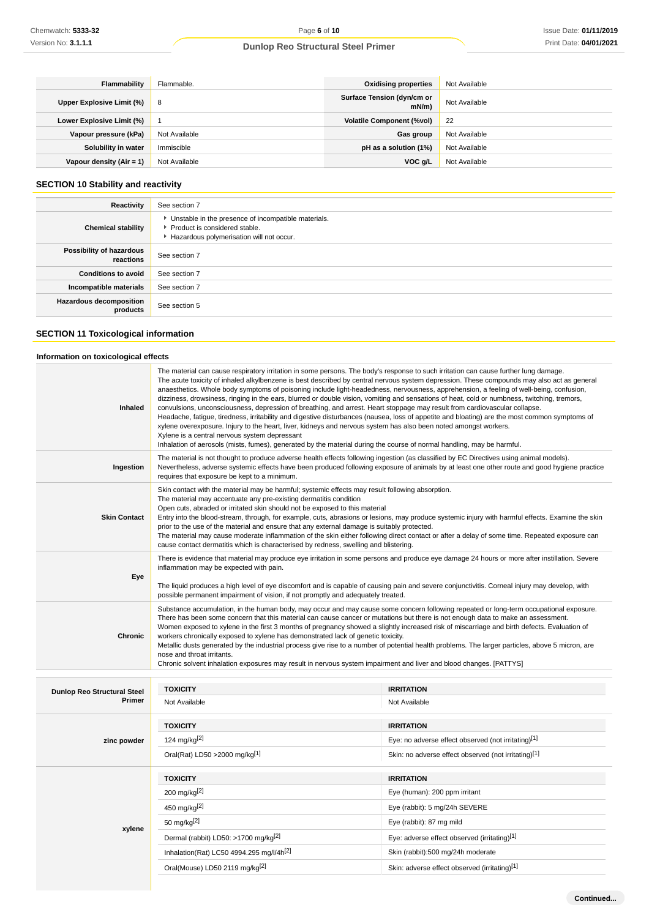| | | | |
|---|---|---|---|
| **Flammability** | Flammable. | **Oxidising properties** | Not Available |
| **Upper Explosive Limit (%)** | 8 | **Surface Tension (dyn/cm or mN/m)** | Not Available |
| **Lower Explosive Limit (%)** | 1 | **Volatile Component (%vol)** | 22 |
| **Vapour pressure (kPa)** | Not Available | **Gas group** | Not Available |
| **Solubility in water** | Immiscible | **pH as a solution (1%)** | Not Available |
| **Vapour density (Air = 1)** | Not Available | **VOC g/L** | Not Available |

## SECTION 10 Stability and reactivity

| | |
|---|---|
| **Reactivity** | See section 7 |
| **Chemical stability** | ▸ Unstable in the presence of incompatible materials.<br>▸ Product is considered stable.<br>▸ Hazardous polymerisation will not occur. |
| **Possibility of hazardous reactions** | See section 7 |
| **Conditions to avoid** | See section 7 |
| **Incompatible materials** | See section 7 |
| **Hazardous decomposition products** | See section 5 |

## SECTION 11 Toxicological information

### Information on toxicological effects

| | |
|---|---|
| **Inhaled** | The material can cause respiratory irritation in some persons. The body's response to such irritation can cause further lung damage.<br>The acute toxicity of inhaled alkylbenzene is best described by central nervous system depression. These compounds may also act as general anaesthetics. Whole body symptoms of poisoning include light-headedness, nervousness, apprehension, a feeling of well-being, confusion, dizziness, drowsiness, ringing in the ears, blurred or double vision, vomiting and sensations of heat, cold or numbness, twitching, tremors, convulsions, unconsciousness, depression of breathing, and arrest. Heart stoppage may result from cardiovascular collapse.<br>Headache, fatigue, tiredness, irritability and digestive disturbances (nausea, loss of appetite and bloating) are the most common symptoms of xylene overexposure. Injury to the heart, liver, kidneys and nervous system has also been noted amongst workers.<br>Xylene is a central nervous system depressant<br>Inhalation of aerosols (mists, fumes), generated by the material during the course of normal handling, may be harmful. |
| **Ingestion** | The material is not thought to produce adverse health effects following ingestion (as classified by EC Directives using animal models). Nevertheless, adverse systemic effects have been produced following exposure of animals by at least one other route and good hygiene practice requires that exposure be kept to a minimum. |
| **Skin Contact** | Skin contact with the material may be harmful; systemic effects may result following absorption.<br>The material may accentuate any pre-existing dermatitis condition<br>Open cuts, abraded or irritated skin should not be exposed to this material<br>Entry into the blood-stream, through, for example, cuts, abrasions or lesions, may produce systemic injury with harmful effects. Examine the skin prior to the use of the material and ensure that any external damage is suitably protected.<br>The material may cause moderate inflammation of the skin either following direct contact or after a delay of some time. Repeated exposure can cause contact dermatitis which is characterised by redness, swelling and blistering. |
| **Eye** | There is evidence that material may produce eye irritation in some persons and produce eye damage 24 hours or more after instillation. Severe inflammation may be expected with pain.<br><br>The liquid produces a high level of eye discomfort and is capable of causing pain and severe conjunctivitis. Corneal injury may develop, with possible permanent impairment of vision, if not promptly and adequately treated. |
| **Chronic** | Substance accumulation, in the human body, may occur and may cause some concern following repeated or long-term occupational exposure.<br>There has been some concern that this material can cause cancer or mutations but there is not enough data to make an assessment.<br>Women exposed to xylene in the first 3 months of pregnancy showed a slightly increased risk of miscarriage and birth defects. Evaluation of workers chronically exposed to xylene has demonstrated lack of genetic toxicity.<br>Metallic dusts generated by the industrial process give rise to a number of potential health problems. The larger particles, above 5 micron, are nose and throat irritants.<br>Chronic solvent inhalation exposures may result in nervous system impairment and liver and blood changes. [PATTYS] |

| | TOXICITY | IRRITATION |
|---|---|---|
| **Dunlop Reo Structural Steel Primer** | Not Available | Not Available |
| **zinc powder** | **TOXICITY** | **IRRITATION** |
| | 124 mg/kg[2] | Eye: no adverse effect observed (not irritating)[1] |
| | Oral(Rat) LD50 >2000 mg/kg[1] | Skin: no adverse effect observed (not irritating)[1] |
| **xylene** | **TOXICITY** | **IRRITATION** |
| | 200 mg/kg[2] | Eye (human): 200 ppm irritant |
| | 450 mg/kg[2] | Eye (rabbit): 5 mg/24h SEVERE |
| | 50 mg/kg[2] | Eye (rabbit): 87 mg mild |
| | Dermal (rabbit) LD50: >1700 mg/kg[2] | Eye: adverse effect observed (irritating)[1] |
| | Inhalation(Rat) LC50 4994.295 mg/l/4h[2] | Skin (rabbit):500 mg/24h moderate |
| | Oral(Mouse) LD50 2119 mg/kg[2] | Skin: adverse effect observed (irritating)[1] |

Continued...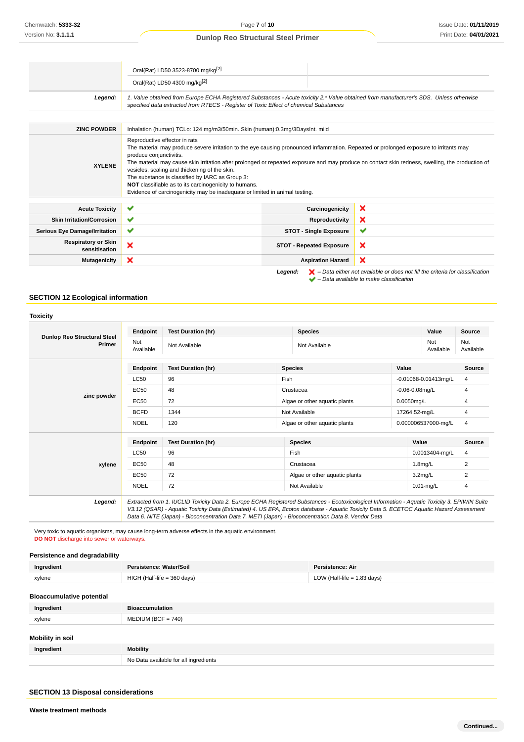| | |
|---|---|
| | Oral(Rat) LD50 3523-8700 mg/kg[2] |
| | Oral(Rat) LD50 4300 mg/kg[2] |
| ***Legend:*** | *1. Value obtained from Europe ECHA Registered Substances - Acute toxicity 2.\* Value obtained from manufacturer's SDS. Unless otherwise specified data extracted from RTECS - Register of Toxic Effect of chemical Substances* |

| | |
|---|---|
| **ZINC POWDER** | Inhalation (human) TCLo: 124 mg/m3/50min. Skin (human):0.3mg/3DaysInt. mild |
| **XYLENE** | Reproductive effector in rats<br>The material may produce severe irritation to the eye causing pronounced inflammation. Repeated or prolonged exposure to irritants may produce conjunctivitis.<br>The material may cause skin irritation after prolonged or repeated exposure and may produce on contact skin redness, swelling, the production of vesicles, scaling and thickening of the skin.<br>The substance is classified by IARC as Group 3:<br>**NOT** classifiable as to its carcinogenicity to humans.<br>Evidence of carcinogenicity may be inadequate or limited in animal testing. |

| | | | |
|---|---|---|---|
| **Acute Toxicity** | ✔ | **Carcinogenicity** | ✘ |
| **Skin Irritation/Corrosion** | ✔ | **Reproductivity** | ✘ |
| **Serious Eye Damage/Irritation** | ✔ | **STOT - Single Exposure** | ✔ |
| **Respiratory or Skin sensitisation** | ✘ | **STOT - Repeated Exposure** | ✘ |
| **Mutagenicity** | ✘ | **Aspiration Hazard** | ✘ |

***Legend:*** ✘ *– Data either not available or does not fill the criteria for classification*
✔ *– Data available to make classification*

## SECTION 12 Ecological information

### Toxicity

**Dunlop Reo Structural Steel Primer**

| Endpoint | Test Duration (hr) | Species | Value | Source |
|---|---|---|---|---|
| Not Available | Not Available | Not Available | Not Available | Not Available |

**zinc powder**

| Endpoint | Test Duration (hr) | Species | Value | Source |
|---|---|---|---|---|
| LC50 | 96 | Fish | -0.01068-0.01413mg/L | 4 |
| EC50 | 48 | Crustacea | -0.06-0.08mg/L | 4 |
| EC50 | 72 | Algae or other aquatic plants | 0.0050mg/L | 4 |
| BCFD | 1344 | Not Available | 17264.52-mg/L | 4 |
| NOEL | 120 | Algae or other aquatic plants | 0.000006537000-mg/L | 4 |

**xylene**

| Endpoint | Test Duration (hr) | Species | Value | Source |
|---|---|---|---|---|
| LC50 | 96 | Fish | 0.0013404-mg/L | 4 |
| EC50 | 48 | Crustacea | 1.8mg/L | 2 |
| EC50 | 72 | Algae or other aquatic plants | 3.2mg/L | 2 |
| NOEL | 72 | Not Available | 0.01-mg/L | 4 |

***Legend:*** *Extracted from 1. IUCLID Toxicity Data 2. Europe ECHA Registered Substances - Ecotoxicological Information - Aquatic Toxicity 3. EPIWIN Suite V3.12 (QSAR) - Aquatic Toxicity Data (Estimated) 4. US EPA, Ecotox database - Aquatic Toxicity Data 5. ECETOC Aquatic Hazard Assessment Data 6. NITE (Japan) - Bioconcentration Data 7. METI (Japan) - Bioconcentration Data 8. Vendor Data*

Very toxic to aquatic organisms, may cause long-term adverse effects in the aquatic environment.
**DO NOT** discharge into sewer or waterways.

### Persistence and degradability

| Ingredient | Persistence: Water/Soil | Persistence: Air |
|---|---|---|
| xylene | HIGH (Half-life = 360 days) | LOW (Half-life = 1.83 days) |

### Bioaccumulative potential

| Ingredient | Bioaccumulation |
|---|---|
| xylene | MEDIUM (BCF = 740) |

### Mobility in soil

| Ingredient | Mobility |
|---|---|
| | No Data available for all ingredients |

## SECTION 13 Disposal considerations

### Waste treatment methods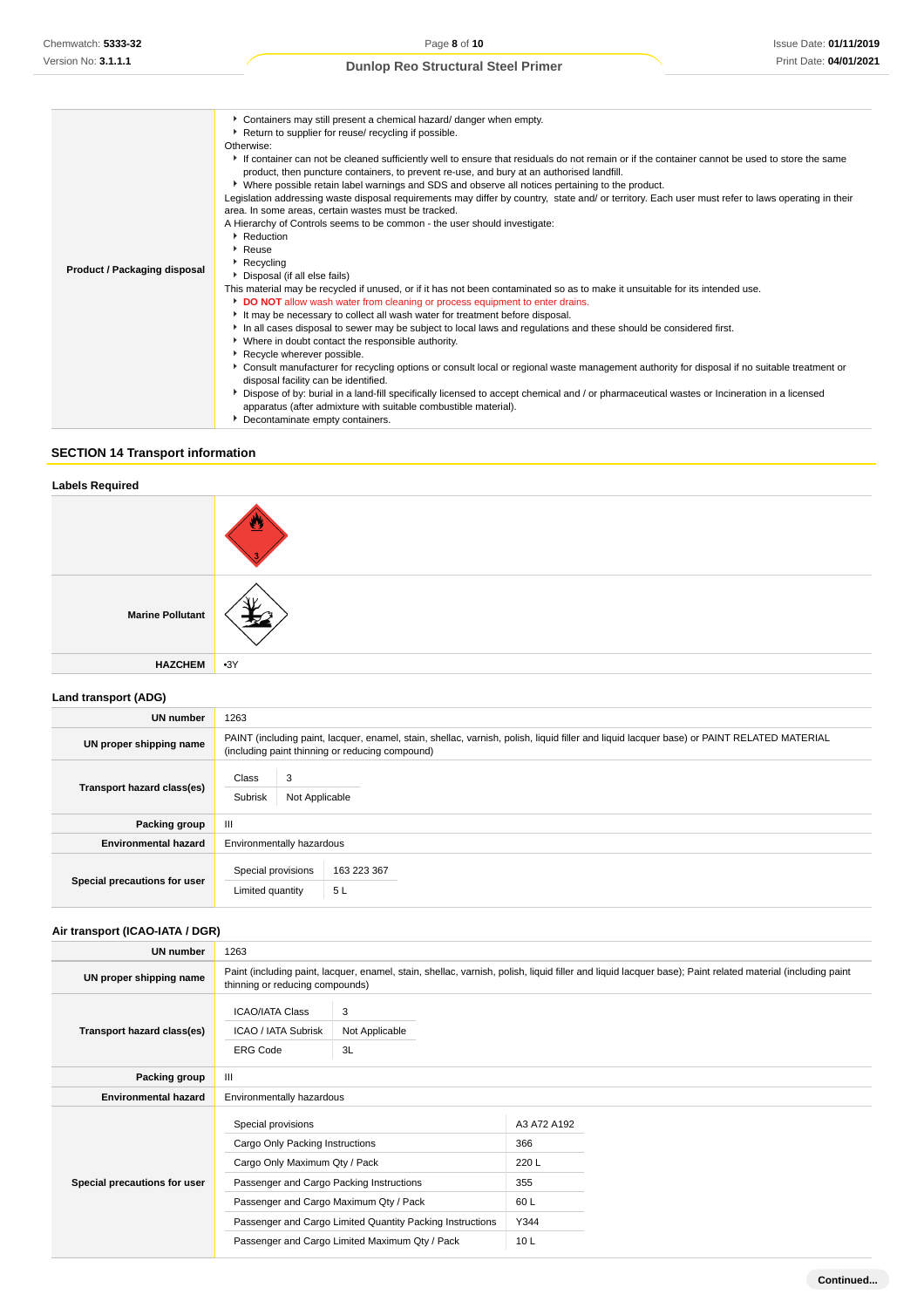| | |
|---|---|
| **Product / Packaging disposal** | ▸ Containers may still present a chemical hazard/ danger when empty.<br>▸ Return to supplier for reuse/ recycling if possible.<br>Otherwise:<br>▸ If container can not be cleaned sufficiently well to ensure that residuals do not remain or if the container cannot be used to store the same product, then puncture containers, to prevent re-use, and bury at an authorised landfill.<br>▸ Where possible retain label warnings and SDS and observe all notices pertaining to the product.<br>Legislation addressing waste disposal requirements may differ by country, state and/ or territory. Each user must refer to laws operating in their area. In some areas, certain wastes must be tracked.<br>A Hierarchy of Controls seems to be common - the user should investigate:<br>▸ Reduction<br>▸ Reuse<br>▸ Recycling<br>▸ Disposal (if all else fails)<br>This material may be recycled if unused, or if it has not been contaminated so as to make it unsuitable for its intended use.<br>▸ **DO NOT** allow wash water from cleaning or process equipment to enter drains.<br>▸ It may be necessary to collect all wash water for treatment before disposal.<br>▸ In all cases disposal to sewer may be subject to local laws and regulations and these should be considered first.<br>▸ Where in doubt contact the responsible authority.<br>▸ Recycle wherever possible.<br>▸ Consult manufacturer for recycling options or consult local or regional waste management authority for disposal if no suitable treatment or disposal facility can be identified.<br>▸ Dispose of by: burial in a land-fill specifically licensed to accept chemical and / or pharmaceutical wastes or Incineration in a licensed apparatus (after admixture with suitable combustible material).<br>▸ Decontaminate empty containers. |

## SECTION 14 Transport information

### Labels Required

| | |
|---|---|
| | |
| **Marine Pollutant** | |
| **HAZCHEM** | •3Y |

### Land transport (ADG)

| | |
|---|---|
| **UN number** | 1263 |
| **UN proper shipping name** | PAINT (including paint, lacquer, enamel, stain, shellac, varnish, polish, liquid filler and liquid lacquer base) or PAINT RELATED MATERIAL (including paint thinning or reducing compound) |
| **Transport hazard class(es)** | Class: 3<br>Subrisk: Not Applicable |
| **Packing group** | III |
| **Environmental hazard** | Environmentally hazardous |
| **Special precautions for user** | Special provisions: 163 223 367<br>Limited quantity: 5 L |

### Air transport (ICAO-IATA / DGR)

| | |
|---|---|
| **UN number** | 1263 |
| **UN proper shipping name** | Paint (including paint, lacquer, enamel, stain, shellac, varnish, polish, liquid filler and liquid lacquer base); Paint related material (including paint thinning or reducing compounds) |
| **Transport hazard class(es)** | ICAO/IATA Class: 3<br>ICAO / IATA Subrisk: Not Applicable<br>ERG Code: 3L |
| **Packing group** | III |
| **Environmental hazard** | Environmentally hazardous |
| **Special precautions for user** | Special provisions: A3 A72 A192<br>Cargo Only Packing Instructions: 366<br>Cargo Only Maximum Qty / Pack: 220 L<br>Passenger and Cargo Packing Instructions: 355<br>Passenger and Cargo Maximum Qty / Pack: 60 L<br>Passenger and Cargo Limited Quantity Packing Instructions: Y344<br>Passenger and Cargo Limited Maximum Qty / Pack: 10 L |

Continued...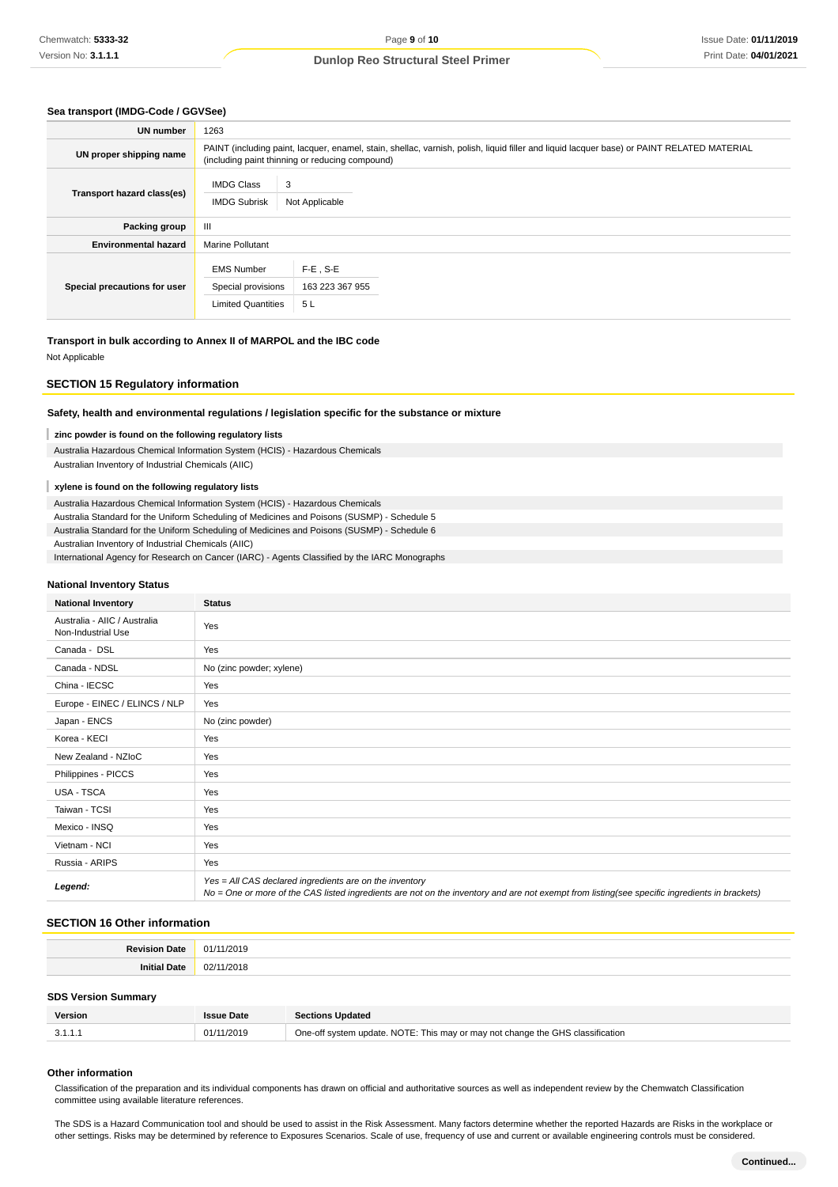### Sea transport (IMDG-Code / GGVSee)

| | |
|---|---|
| **UN number** | 1263 |
| **UN proper shipping name** | PAINT (including paint, lacquer, enamel, stain, shellac, varnish, polish, liquid filler and liquid lacquer base) or PAINT RELATED MATERIAL (including paint thinning or reducing compound) |
| **Transport hazard class(es)** | IMDG Class: 3<br>IMDG Subrisk: Not Applicable |
| **Packing group** | III |
| **Environmental hazard** | Marine Pollutant |
| **Special precautions for user** | EMS Number: F-E , S-E<br>Special provisions: 163 223 367 955<br>Limited Quantities: 5 L |

### Transport in bulk according to Annex II of MARPOL and the IBC code

Not Applicable

## SECTION 15 Regulatory information

### Safety, health and environmental regulations / legislation specific for the substance or mixture

**zinc powder is found on the following regulatory lists**

Australia Hazardous Chemical Information System (HCIS) - Hazardous Chemicals
Australian Inventory of Industrial Chemicals (AIIC)

**xylene is found on the following regulatory lists**

Australia Hazardous Chemical Information System (HCIS) - Hazardous Chemicals
Australia Standard for the Uniform Scheduling of Medicines and Poisons (SUSMP) - Schedule 5
Australia Standard for the Uniform Scheduling of Medicines and Poisons (SUSMP) - Schedule 6
Australian Inventory of Industrial Chemicals (AIIC)
International Agency for Research on Cancer (IARC) - Agents Classified by the IARC Monographs

### National Inventory Status

| National Inventory | Status |
|---|---|
| Australia - AIIC / Australia Non-Industrial Use | Yes |
| Canada - DSL | Yes |
| Canada - NDSL | No (zinc powder; xylene) |
| China - IECSC | Yes |
| Europe - EINEC / ELINCS / NLP | Yes |
| Japan - ENCS | No (zinc powder) |
| Korea - KECI | Yes |
| New Zealand - NZIoC | Yes |
| Philippines - PICCS | Yes |
| USA - TSCA | Yes |
| Taiwan - TCSI | Yes |
| Mexico - INSQ | Yes |
| Vietnam - NCI | Yes |
| Russia - ARIPS | Yes |
| ***Legend:*** | *Yes = All CAS declared ingredients are on the inventory*<br>*No = One or more of the CAS listed ingredients are not on the inventory and are not exempt from listing(see specific ingredients in brackets)* |

## SECTION 16 Other information

| | |
|---|---|
| **Revision Date** | 01/11/2019 |
| **Initial Date** | 02/11/2018 |

### SDS Version Summary

| Version | Issue Date | Sections Updated |
|---|---|---|
| 3.1.1.1 | 01/11/2019 | One-off system update. NOTE: This may or may not change the GHS classification |

### Other information

Classification of the preparation and its individual components has drawn on official and authoritative sources as well as independent review by the Chemwatch Classification committee using available literature references.

The SDS is a Hazard Communication tool and should be used to assist in the Risk Assessment. Many factors determine whether the reported Hazards are Risks in the workplace or other settings. Risks may be determined by reference to Exposures Scenarios. Scale of use, frequency of use and current or available engineering controls must be considered.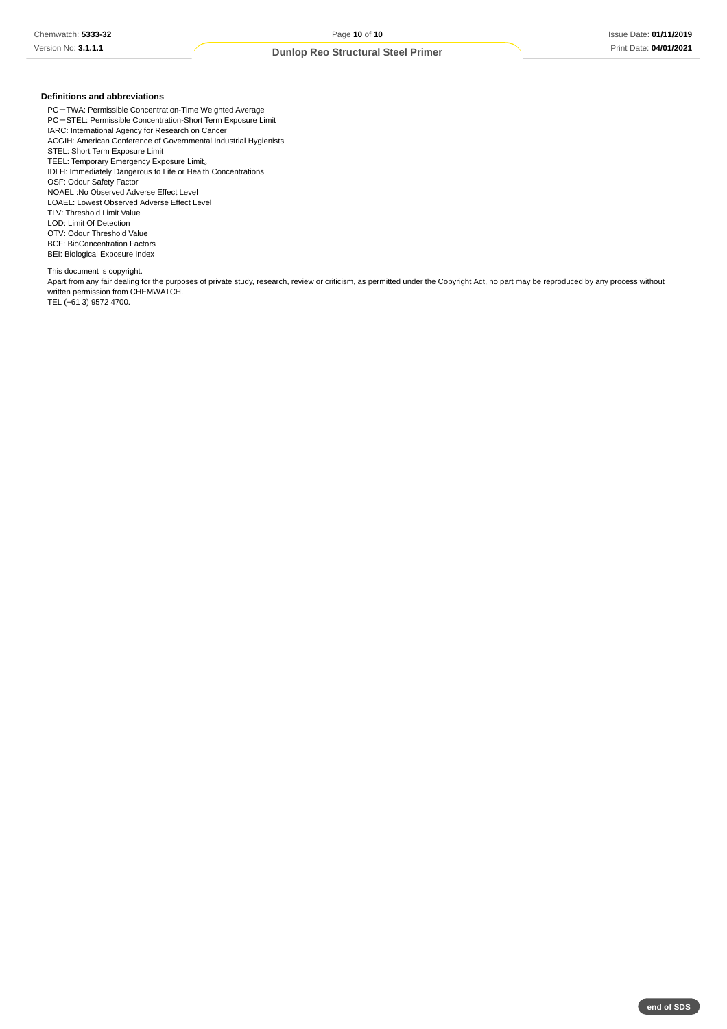### Definitions and abbreviations

PC－TWA: Permissible Concentration-Time Weighted Average
PC－STEL: Permissible Concentration-Short Term Exposure Limit
IARC: International Agency for Research on Cancer
ACGIH: American Conference of Governmental Industrial Hygienists
STEL: Short Term Exposure Limit
TEEL: Temporary Emergency Exposure Limit。
IDLH: Immediately Dangerous to Life or Health Concentrations
OSF: Odour Safety Factor
NOAEL :No Observed Adverse Effect Level
LOAEL: Lowest Observed Adverse Effect Level
TLV: Threshold Limit Value
LOD: Limit Of Detection
OTV: Odour Threshold Value
BCF: BioConcentration Factors
BEI: Biological Exposure Index

This document is copyright.
Apart from any fair dealing for the purposes of private study, research, review or criticism, as permitted under the Copyright Act, no part may be reproduced by any process without written permission from CHEMWATCH.
TEL (+61 3) 9572 4700.

**end of SDS**